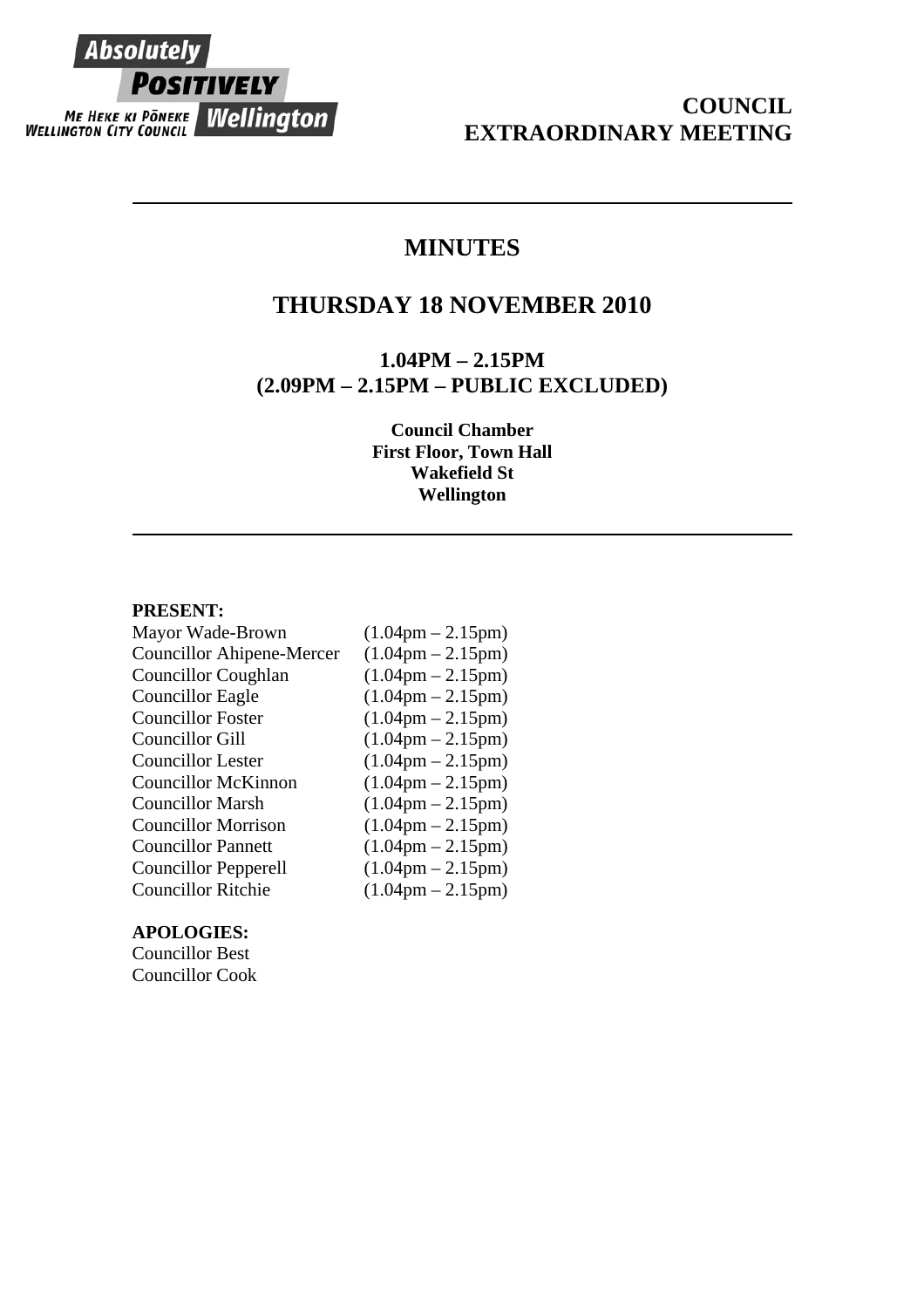Absolutely **POSITIVELY** Wellington

ME HEKE KI PŌNEKE
WELLINGTON CITY COUNCIL

**COUNCIL**
**EXTRAORDINARY MEETING**

---

# MINUTES

## THURSDAY 18 NOVEMBER 2010

### 1.04PM – 2.15PM
### (2.09PM – 2.15PM – PUBLIC EXCLUDED)

**Council Chamber**
**First Floor, Town Hall**
**Wakefield St**
**Wellington**

---

**PRESENT:**

| | |
|---|---|
| Mayor Wade-Brown | (1.04pm – 2.15pm) |
| Councillor Ahipene-Mercer | (1.04pm – 2.15pm) |
| Councillor Coughlan | (1.04pm – 2.15pm) |
| Councillor Eagle | (1.04pm – 2.15pm) |
| Councillor Foster | (1.04pm – 2.15pm) |
| Councillor Gill | (1.04pm – 2.15pm) |
| Councillor Lester | (1.04pm – 2.15pm) |
| Councillor McKinnon | (1.04pm – 2.15pm) |
| Councillor Marsh | (1.04pm – 2.15pm) |
| Councillor Morrison | (1.04pm – 2.15pm) |
| Councillor Pannett | (1.04pm – 2.15pm) |
| Councillor Pepperell | (1.04pm – 2.15pm) |
| Councillor Ritchie | (1.04pm – 2.15pm) |

**APOLOGIES:**
Councillor Best
Councillor Cook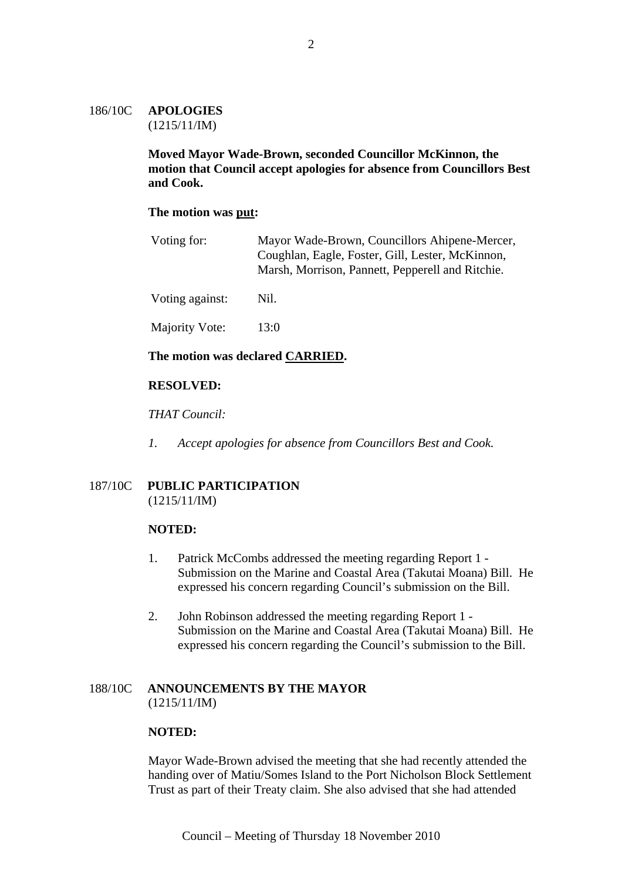186/10C **APOLOGIES**
(1215/11/IM)

**Moved Mayor Wade-Brown, seconded Councillor McKinnon, the motion that Council accept apologies for absence from Councillors Best and Cook.**

**The motion was put:**

| | |
|---|---|
| Voting for: | Mayor Wade-Brown, Councillors Ahipene-Mercer, Coughlan, Eagle, Foster, Gill, Lester, McKinnon, Marsh, Morrison, Pannett, Pepperell and Ritchie. |
| Voting against: | Nil. |
| Majority Vote: | 13:0 |

**The motion was declared CARRIED.**

**RESOLVED:**

*THAT Council:*

1. *Accept apologies for absence from Councillors Best and Cook.*

187/10C **PUBLIC PARTICIPATION**
(1215/11/IM)

**NOTED:**

1. Patrick McCombs addressed the meeting regarding Report 1 - Submission on the Marine and Coastal Area (Takutai Moana) Bill. He expressed his concern regarding Council's submission on the Bill.

2. John Robinson addressed the meeting regarding Report 1 - Submission on the Marine and Coastal Area (Takutai Moana) Bill. He expressed his concern regarding the Council's submission to the Bill.

188/10C **ANNOUNCEMENTS BY THE MAYOR**
(1215/11/IM)

**NOTED:**

Mayor Wade-Brown advised the meeting that she had recently attended the handing over of Matiu/Somes Island to the Port Nicholson Block Settlement Trust as part of their Treaty claim. She also advised that she had attended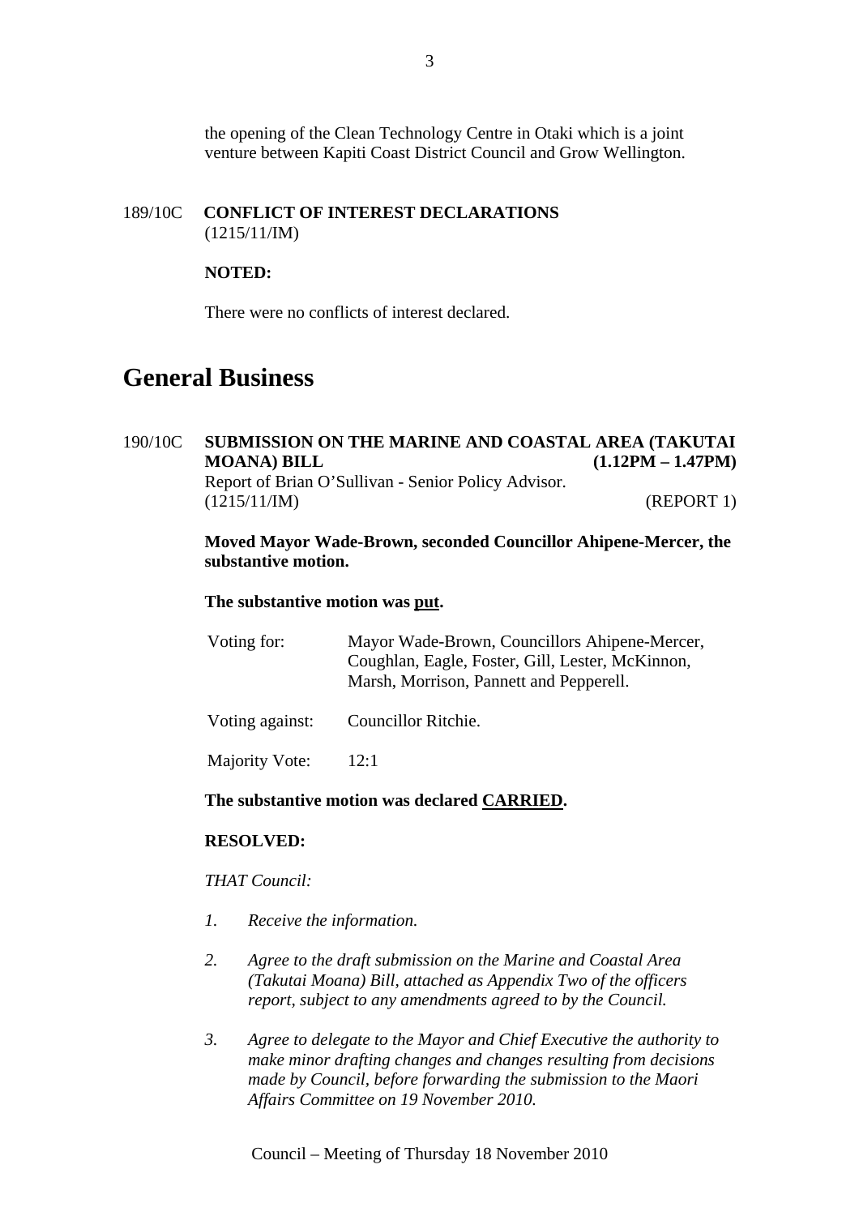the opening of the Clean Technology Centre in Otaki which is a joint venture between Kapiti Coast District Council and Grow Wellington.

189/10C **CONFLICT OF INTEREST DECLARATIONS**
(1215/11/IM)

**NOTED:**

There were no conflicts of interest declared.

# General Business

190/10C **SUBMISSION ON THE MARINE AND COASTAL AREA (TAKUTAI MOANA) BILL (1.12PM – 1.47PM)**
Report of Brian O'Sullivan - Senior Policy Advisor.
(1215/11/IM) (REPORT 1)

**Moved Mayor Wade-Brown, seconded Councillor Ahipene-Mercer, the substantive motion.**

**The substantive motion was put.**

| | |
|---|---|
| Voting for: | Mayor Wade-Brown, Councillors Ahipene-Mercer, Coughlan, Eagle, Foster, Gill, Lester, McKinnon, Marsh, Morrison, Pannett and Pepperell. |
| Voting against: | Councillor Ritchie. |
| Majority Vote: | 12:1 |

**The substantive motion was declared CARRIED.**

**RESOLVED:**

*THAT Council:*

1. *Receive the information.*

2. *Agree to the draft submission on the Marine and Coastal Area (Takutai Moana) Bill, attached as Appendix Two of the officers report, subject to any amendments agreed to by the Council.*

3. *Agree to delegate to the Mayor and Chief Executive the authority to make minor drafting changes and changes resulting from decisions made by Council, before forwarding the submission to the Maori Affairs Committee on 19 November 2010.*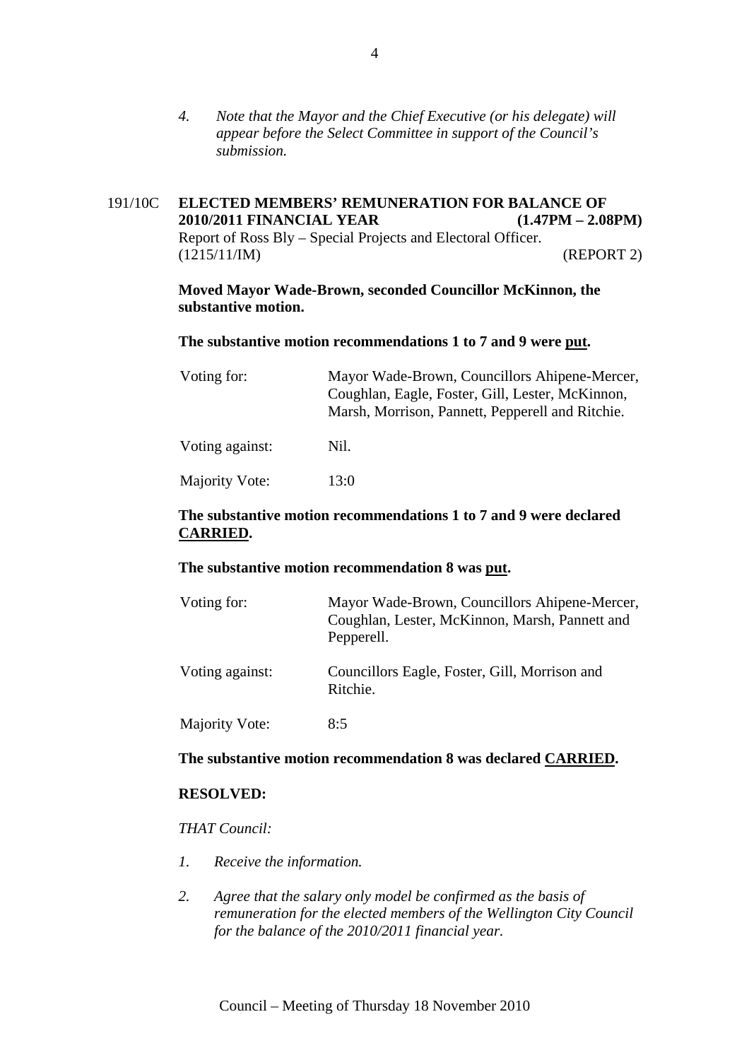*4. Note that the Mayor and the Chief Executive (or his delegate) will appear before the Select Committee in support of the Council's submission.*

191/10C **ELECTED MEMBERS' REMUNERATION FOR BALANCE OF 2010/2011 FINANCIAL YEAR (1.47PM – 2.08PM)**
Report of Ross Bly – Special Projects and Electoral Officer.
(1215/11/IM) (REPORT 2)

**Moved Mayor Wade-Brown, seconded Councillor McKinnon, the substantive motion.**

**The substantive motion recommendations 1 to 7 and 9 were put.**

| | |
|---|---|
| Voting for: | Mayor Wade-Brown, Councillors Ahipene-Mercer, Coughlan, Eagle, Foster, Gill, Lester, McKinnon, Marsh, Morrison, Pannett, Pepperell and Ritchie. |
| Voting against: | Nil. |
| Majority Vote: | 13:0 |

**The substantive motion recommendations 1 to 7 and 9 were declared CARRIED.**

**The substantive motion recommendation 8 was put.**

| | |
|---|---|
| Voting for: | Mayor Wade-Brown, Councillors Ahipene-Mercer, Coughlan, Lester, McKinnon, Marsh, Pannett and Pepperell. |
| Voting against: | Councillors Eagle, Foster, Gill, Morrison and Ritchie. |
| Majority Vote: | 8:5 |

**The substantive motion recommendation 8 was declared CARRIED.**

**RESOLVED:**

*THAT Council:*

*1. Receive the information.*

*2. Agree that the salary only model be confirmed as the basis of remuneration for the elected members of the Wellington City Council for the balance of the 2010/2011 financial year.*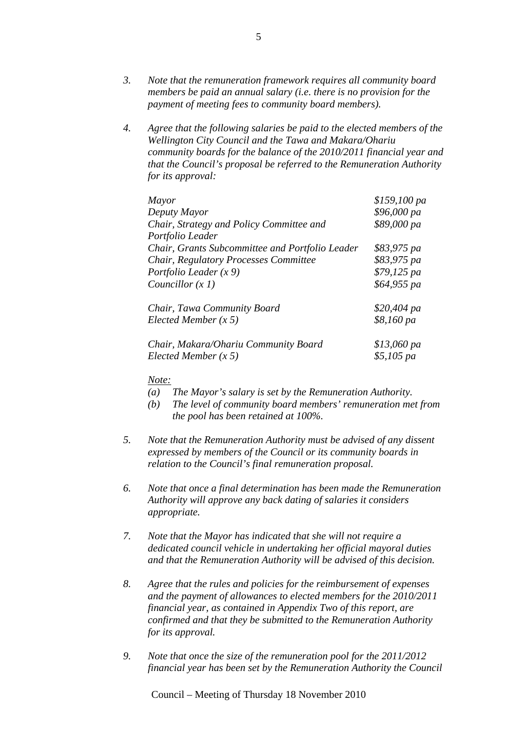3. *Note that the remuneration framework requires all community board members be paid an annual salary (i.e. there is no provision for the payment of meeting fees to community board members).*

4. *Agree that the following salaries be paid to the elected members of the Wellington City Council and the Tawa and Makara/Ohariu community boards for the balance of the 2010/2011 financial year and that the Council's proposal be referred to the Remuneration Authority for its approval:*

| | |
|---|---|
| *Mayor* | *$159,100 pa* |
| *Deputy Mayor* | *$96,000 pa* |
| *Chair, Strategy and Policy Committee and Portfolio Leader* | *$89,000 pa* |
| *Chair, Grants Subcommittee and Portfolio Leader* | *$83,975 pa* |
| *Chair, Regulatory Processes Committee* | *$83,975 pa* |
| *Portfolio Leader (x 9)* | *$79,125 pa* |
| *Councillor (x 1)* | *$64,955 pa* |
| | |
| *Chair, Tawa Community Board* | *$20,404 pa* |
| *Elected Member (x 5)* | *$8,160 pa* |
| | |
| *Chair, Makara/Ohariu Community Board* | *$13,060 pa* |
| *Elected Member (x 5)* | *$5,105 pa* |

*Note:*
- *(a) The Mayor's salary is set by the Remuneration Authority.*
- *(b) The level of community board members' remuneration met from the pool has been retained at 100%.*

5. *Note that the Remuneration Authority must be advised of any dissent expressed by members of the Council or its community boards in relation to the Council's final remuneration proposal.*

6. *Note that once a final determination has been made the Remuneration Authority will approve any back dating of salaries it considers appropriate.*

7. *Note that the Mayor has indicated that she will not require a dedicated council vehicle in undertaking her official mayoral duties and that the Remuneration Authority will be advised of this decision.*

8. *Agree that the rules and policies for the reimbursement of expenses and the payment of allowances to elected members for the 2010/2011 financial year, as contained in Appendix Two of this report, are confirmed and that they be submitted to the Remuneration Authority for its approval.*

9. *Note that once the size of the remuneration pool for the 2011/2012 financial year has been set by the Remuneration Authority the Council*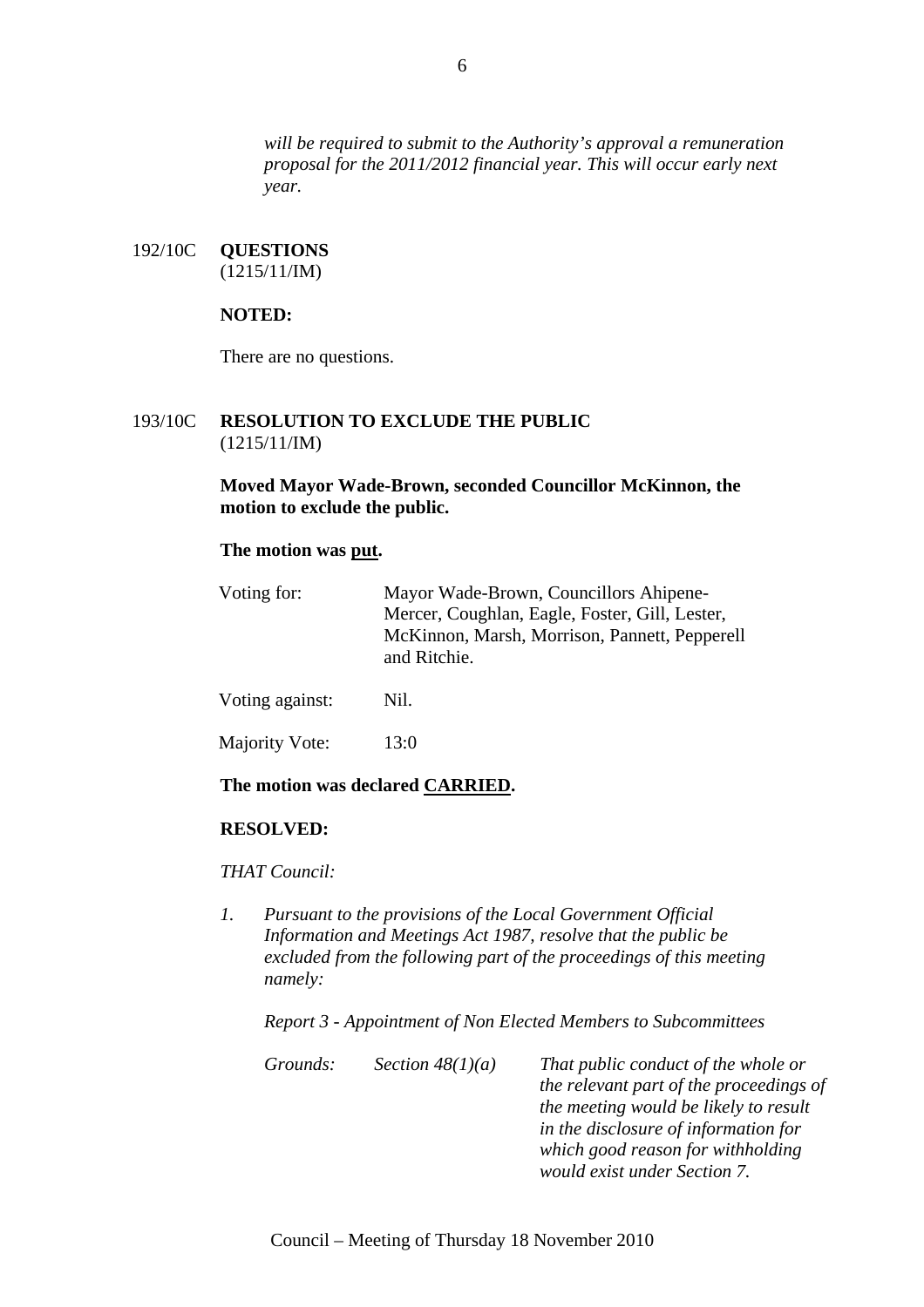*will be required to submit to the Authority's approval a remuneration proposal for the 2011/2012 financial year. This will occur early next year.*

192/10C **QUESTIONS**
(1215/11/IM)

**NOTED:**

There are no questions.

193/10C **RESOLUTION TO EXCLUDE THE PUBLIC**
(1215/11/IM)

**Moved Mayor Wade-Brown, seconded Councillor McKinnon, the motion to exclude the public.**

**The motion was put.**

| | |
|---|---|
| Voting for: | Mayor Wade-Brown, Councillors Ahipene-Mercer, Coughlan, Eagle, Foster, Gill, Lester, McKinnon, Marsh, Morrison, Pannett, Pepperell and Ritchie. |
| Voting against: | Nil. |
| Majority Vote: | 13:0 |

**The motion was declared CARRIED.**

**RESOLVED:**

*THAT Council:*

1. *Pursuant to the provisions of the Local Government Official Information and Meetings Act 1987, resolve that the public be excluded from the following part of the proceedings of this meeting namely:*

   *Report 3 - Appointment of Non Elected Members to Subcommittees*

   | | | |
   |---|---|---|
   | *Grounds:* | *Section 48(1)(a)* | *That public conduct of the whole or the relevant part of the proceedings of the meeting would be likely to result in the disclosure of information for which good reason for withholding would exist under Section 7.* |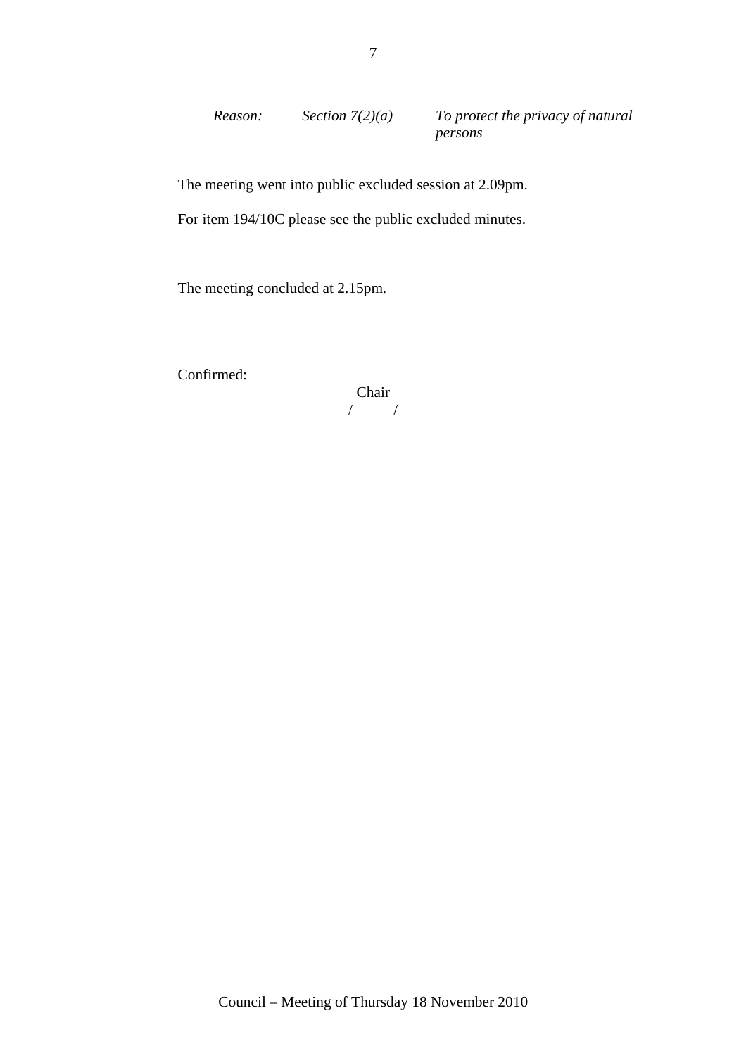*Reason:* *Section 7(2)(a)* *To protect the privacy of natural persons*

The meeting went into public excluded session at 2.09pm.

For item 194/10C please see the public excluded minutes.

The meeting concluded at 2.15pm.

Confirmed:\_\_\_\_\_\_\_\_\_\_\_\_\_\_\_\_\_\_\_\_\_\_\_\_\_\_\_\_\_\_\_\_\_\_\_\_\_\_\_\_\_\_\_\_

Chair

/ /